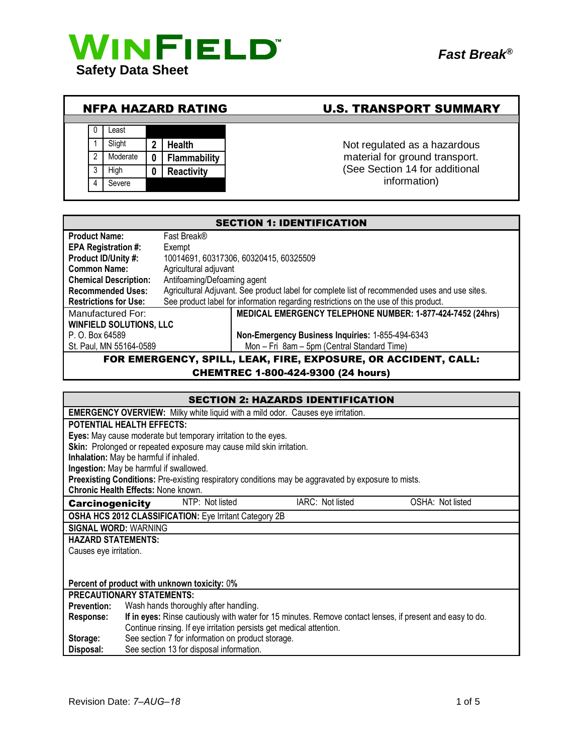# WINFIELD™

**Safety Data Sheet**

***Fast Break®***

## NFPA HAZARD RATING

| | | | |
|---|---|---|---|
| 0 | Least | | |
| 1 | Slight | 2 | Health |
| 2 | Moderate | 0 | Flammability |
| 3 | High | 0 | Reactivity |
| 4 | Severe | | |

## U.S. TRANSPORT SUMMARY

Not regulated as a hazardous material for ground transport. (See Section 14 for additional information)

## SECTION 1: IDENTIFICATION

**Product Name:** Fast Break®
**EPA Registration #:** Exempt
**Product ID/Unity #:** 10014691, 60317306, 60320415, 60325509
**Common Name:** Agricultural adjuvant
**Chemical Description:** Antifoaming/Defoaming agent
**Recommended Uses:** Agricultural Adjuvant. See product label for complete list of recommended uses and use sites.
**Restrictions for Use:** See product label for information regarding restrictions on the use of this product.

Manufactured For:
**WINFIELD SOLUTIONS, LLC**
P. O. Box 64589
St. Paul, MN 55164-0589

**MEDICAL EMERGENCY TELEPHONE NUMBER: 1-877-424-7452 (24hrs)**

**Non-Emergency Business Inquiries:** 1-855-494-6343
Mon – Fri 8am – 5pm (Central Standard Time)

**FOR EMERGENCY, SPILL, LEAK, FIRE, EXPOSURE, OR ACCIDENT, CALL: CHEMTREC 1-800-424-9300 (24 hours)**

## SECTION 2: HAZARDS IDENTIFICATION

**EMERGENCY OVERVIEW:** Milky white liquid with a mild odor. Causes eye irritation.

**POTENTIAL HEALTH EFFECTS:**
**Eyes:** May cause moderate but temporary irritation to the eyes.
**Skin:** Prolonged or repeated exposure may cause mild skin irritation.
**Inhalation:** May be harmful if inhaled.
**Ingestion:** May be harmful if swallowed.
**Preexisting Conditions:** Pre-existing respiratory conditions may be aggravated by exposure to mists.
**Chronic Health Effects:** None known.

**Carcinogenicity** NTP: Not listed IARC: Not listed OSHA: Not listed

**OSHA HCS 2012 CLASSIFICATION:** Eye Irritant Category 2B

**SIGNAL WORD:** WARNING

**HAZARD STATEMENTS:**
Causes eye irritation.

**Percent of product with unknown toxicity:** 0**%**

**PRECAUTIONARY STATEMENTS:**
**Prevention:** Wash hands thoroughly after handling.
**Response:** **If in eyes:** Rinse cautiously with water for 15 minutes. Remove contact lenses, if present and easy to do. Continue rinsing. If eye irritation persists get medical attention.
**Storage:** See section 7 for information on product storage.
**Disposal:** See section 13 for disposal information.

Revision Date: *7–AUG–18*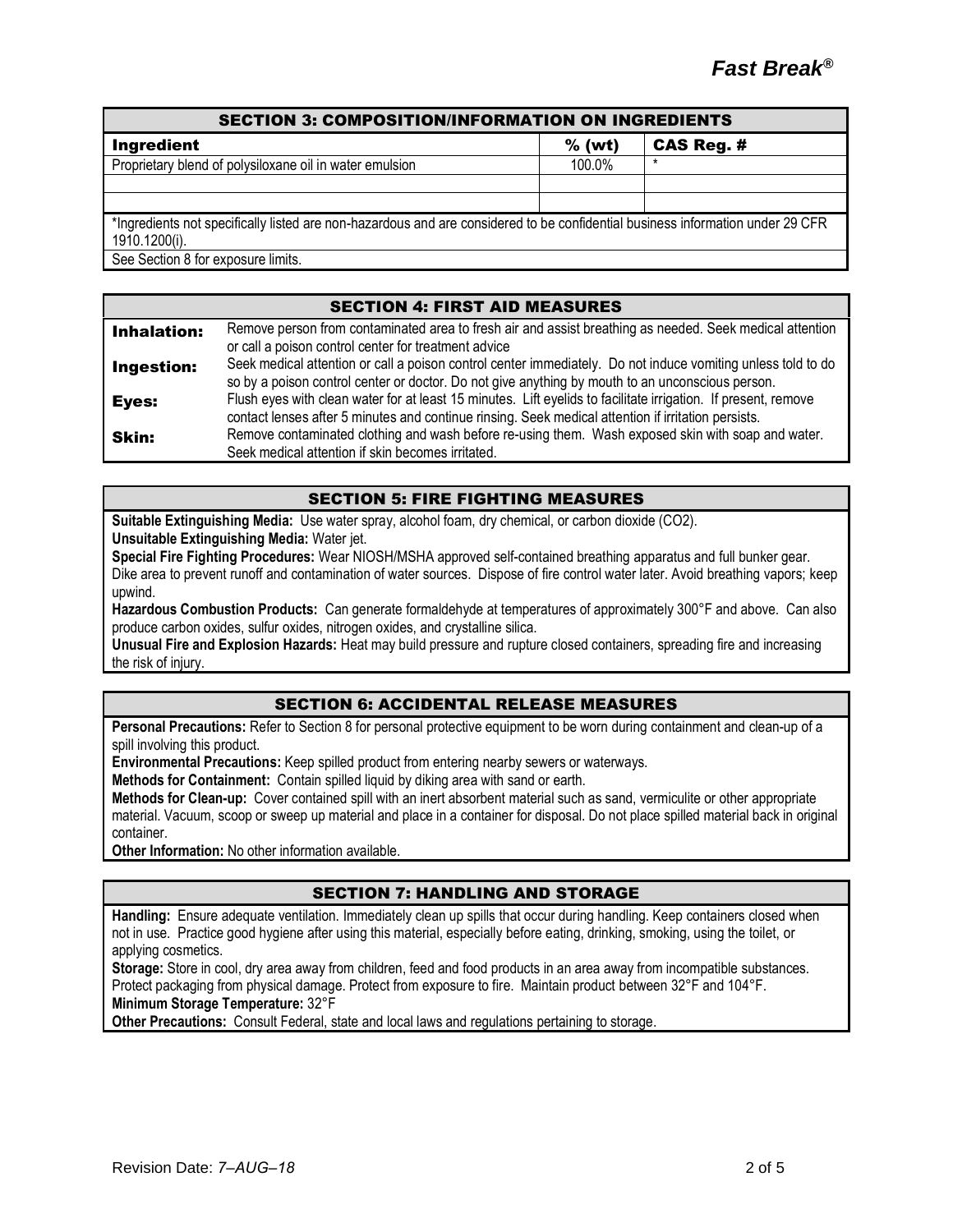## SECTION 3: COMPOSITION/INFORMATION ON INGREDIENTS

| Ingredient | % (wt) | CAS Reg. # |
|---|---|---|
| Proprietary blend of polysiloxane oil in water emulsion | 100.0% | * |
| | | |
| | | |

*Ingredients not specifically listed are non-hazardous and are considered to be confidential business information under 29 CFR 1910.1200(i).

See Section 8 for exposure limits.

## SECTION 4: FIRST AID MEASURES

| | |
|---|---|
| **Inhalation:** | Remove person from contaminated area to fresh air and assist breathing as needed. Seek medical attention or call a poison control center for treatment advice |
| **Ingestion:** | Seek medical attention or call a poison control center immediately. Do not induce vomiting unless told to do so by a poison control center or doctor. Do not give anything by mouth to an unconscious person. |
| **Eyes:** | Flush eyes with clean water for at least 15 minutes. Lift eyelids to facilitate irrigation. If present, remove contact lenses after 5 minutes and continue rinsing. Seek medical attention if irritation persists. |
| **Skin:** | Remove contaminated clothing and wash before re-using them. Wash exposed skin with soap and water. Seek medical attention if skin becomes irritated. |

## SECTION 5: FIRE FIGHTING MEASURES

**Suitable Extinguishing Media:** Use water spray, alcohol foam, dry chemical, or carbon dioxide ($CO_2$).

**Unsuitable Extinguishing Media:** Water jet.

**Special Fire Fighting Procedures:** Wear NIOSH/MSHA approved self-contained breathing apparatus and full bunker gear. Dike area to prevent runoff and contamination of water sources. Dispose of fire control water later. Avoid breathing vapors; keep upwind.

**Hazardous Combustion Products:** Can generate formaldehyde at temperatures of approximately 300°F and above. Can also produce carbon oxides, sulfur oxides, nitrogen oxides, and crystalline silica.

**Unusual Fire and Explosion Hazards:** Heat may build pressure and rupture closed containers, spreading fire and increasing the risk of injury.

## SECTION 6: ACCIDENTAL RELEASE MEASURES

**Personal Precautions:** Refer to Section 8 for personal protective equipment to be worn during containment and clean-up of a spill involving this product.

**Environmental Precautions:** Keep spilled product from entering nearby sewers or waterways.

**Methods for Containment:** Contain spilled liquid by diking area with sand or earth.

**Methods for Clean-up:** Cover contained spill with an inert absorbent material such as sand, vermiculite or other appropriate material. Vacuum, scoop or sweep up material and place in a container for disposal. Do not place spilled material back in original container.

**Other Information:** No other information available.

## SECTION 7: HANDLING AND STORAGE

**Handling:** Ensure adequate ventilation. Immediately clean up spills that occur during handling. Keep containers closed when not in use. Practice good hygiene after using this material, especially before eating, drinking, smoking, using the toilet, or applying cosmetics.

**Storage:** Store in cool, dry area away from children, feed and food products in an area away from incompatible substances. Protect packaging from physical damage. Protect from exposure to fire. Maintain product between 32°F and 104°F.

**Minimum Storage Temperature:** 32°F

**Other Precautions:** Consult Federal, state and local laws and regulations pertaining to storage.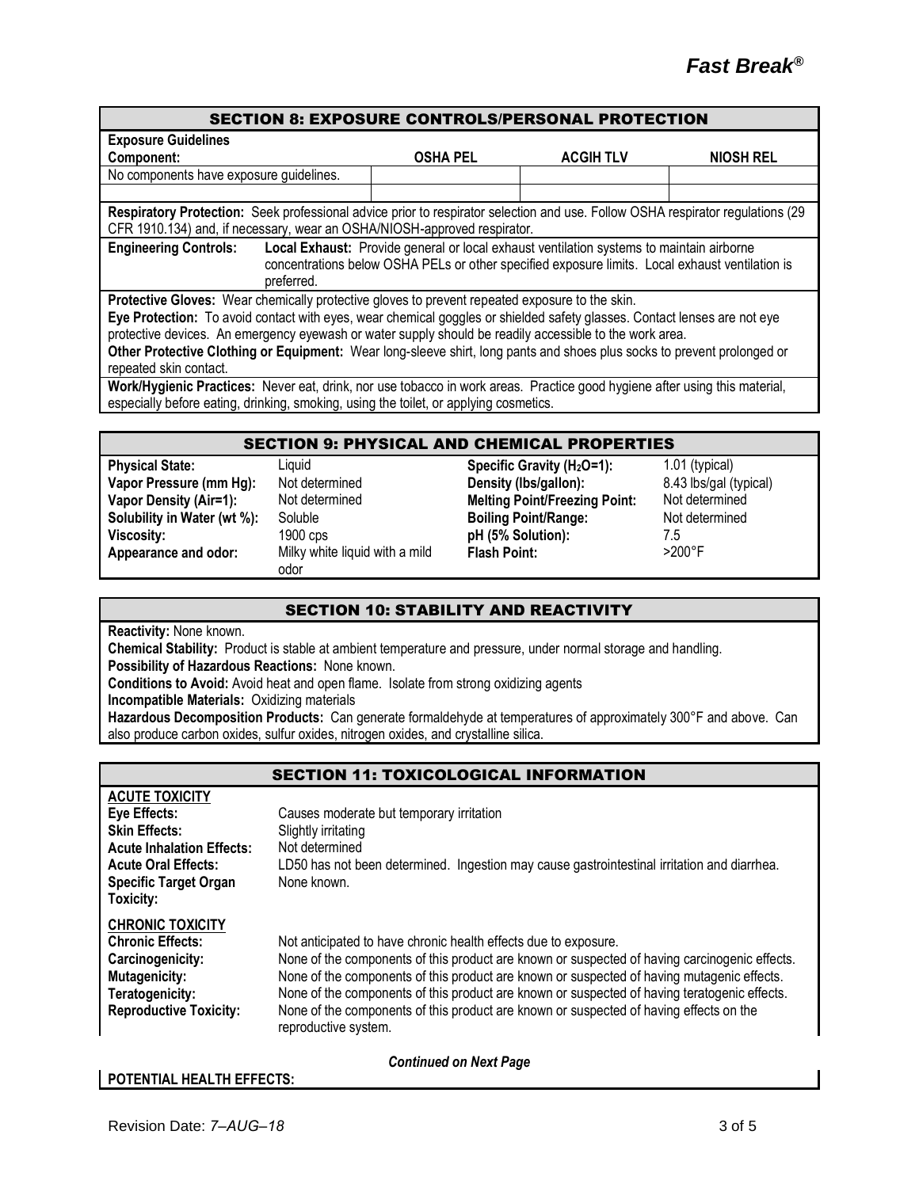## SECTION 8: EXPOSURE CONTROLS/PERSONAL PROTECTION

**Exposure Guidelines**

| Component: | OSHA PEL | ACGIH TLV | NIOSH REL |
|---|---|---|---|
| No components have exposure guidelines. | | | |

**Respiratory Protection:** Seek professional advice prior to respirator selection and use. Follow OSHA respirator regulations (29 CFR 1910.134) and, if necessary, wear an OSHA/NIOSH-approved respirator.

**Engineering Controls:** **Local Exhaust:** Provide general or local exhaust ventilation systems to maintain airborne concentrations below OSHA PELs or other specified exposure limits. Local exhaust ventilation is preferred.

**Protective Gloves:** Wear chemically protective gloves to prevent repeated exposure to the skin.

**Eye Protection:** To avoid contact with eyes, wear chemical goggles or shielded safety glasses. Contact lenses are not eye protective devices. An emergency eyewash or water supply should be readily accessible to the work area.

**Other Protective Clothing or Equipment:** Wear long-sleeve shirt, long pants and shoes plus socks to prevent prolonged or repeated skin contact.

**Work/Hygienic Practices:** Never eat, drink, nor use tobacco in work areas. Practice good hygiene after using this material, especially before eating, drinking, smoking, using the toilet, or applying cosmetics.

## SECTION 9: PHYSICAL AND CHEMICAL PROPERTIES

| | | | |
|---|---|---|---|
| **Physical State:** | Liquid | **Specific Gravity ($H_2O$=1):** | 1.01 (typical) |
| **Vapor Pressure (mm Hg):** | Not determined | **Density (lbs/gallon):** | 8.43 lbs/gal (typical) |
| **Vapor Density (Air=1):** | Not determined | **Melting Point/Freezing Point:** | Not determined |
| **Solubility in Water (wt %):** | Soluble | **Boiling Point/Range:** | Not determined |
| **Viscosity:** | 1900 cps | **pH (5% Solution):** | 7.5 |
| **Appearance and odor:** | Milky white liquid with a mild odor | **Flash Point:** | >200°F |

## SECTION 10: STABILITY AND REACTIVITY

**Reactivity:** None known.

**Chemical Stability:** Product is stable at ambient temperature and pressure, under normal storage and handling.

**Possibility of Hazardous Reactions:** None known.

**Conditions to Avoid:** Avoid heat and open flame. Isolate from strong oxidizing agents

**Incompatible Materials:** Oxidizing materials

**Hazardous Decomposition Products:** Can generate formaldehyde at temperatures of approximately 300°F and above. Can also produce carbon oxides, sulfur oxides, nitrogen oxides, and crystalline silica.

## SECTION 11: TOXICOLOGICAL INFORMATION

**ACUTE TOXICITY**

**Eye Effects:** Causes moderate but temporary irritation

**Skin Effects:** Slightly irritating

**Acute Inhalation Effects:** Not determined

**Acute Oral Effects:** LD50 has not been determined. Ingestion may cause gastrointestinal irritation and diarrhea.

**Specific Target Organ Toxicity:** None known.

**CHRONIC TOXICITY**

**Chronic Effects:** Not anticipated to have chronic health effects due to exposure.

**Carcinogenicity:** None of the components of this product are known or suspected of having carcinogenic effects.

**Mutagenicity:** None of the components of this product are known or suspected of having mutagenic effects.

**Teratogenicity:** None of the components of this product are known or suspected of having teratogenic effects.

**Reproductive Toxicity:** None of the components of this product are known or suspected of having effects on the reproductive system.

*Continued on Next Page*

**POTENTIAL HEALTH EFFECTS:**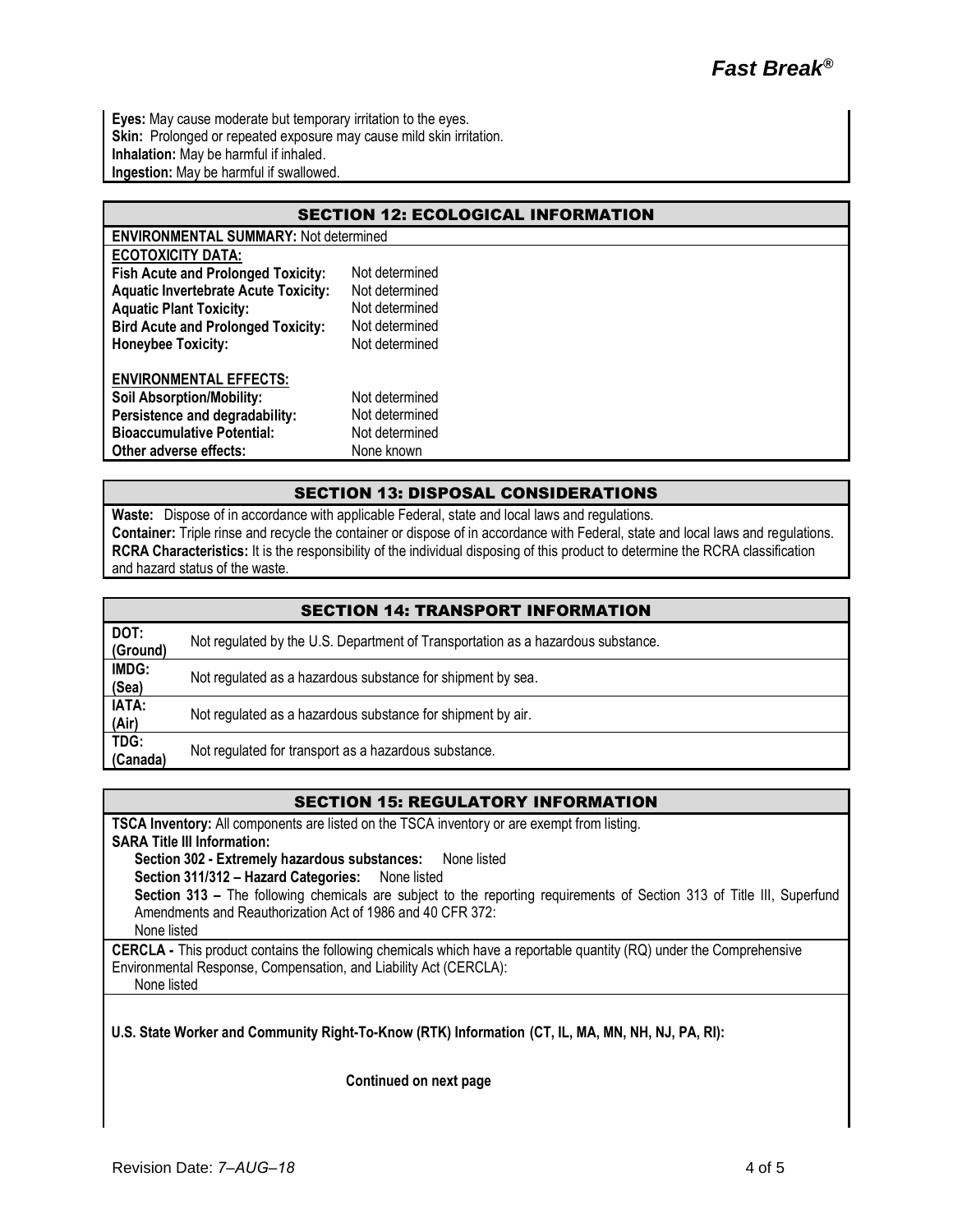**Eyes:** May cause moderate but temporary irritation to the eyes.
**Skin:** Prolonged or repeated exposure may cause mild skin irritation.
**Inhalation:** May be harmful if inhaled.
**Ingestion:** May be harmful if swallowed.

## SECTION 12: ECOLOGICAL INFORMATION

**ENVIRONMENTAL SUMMARY:** Not determined

**ECOTOXICITY DATA:**

| | |
|---|---|
| **Fish Acute and Prolonged Toxicity:** | Not determined |
| **Aquatic Invertebrate Acute Toxicity:** | Not determined |
| **Aquatic Plant Toxicity:** | Not determined |
| **Bird Acute and Prolonged Toxicity:** | Not determined |
| **Honeybee Toxicity:** | Not determined |

**ENVIRONMENTAL EFFECTS:**

| | |
|---|---|
| **Soil Absorption/Mobility:** | Not determined |
| **Persistence and degradability:** | Not determined |
| **Bioaccumulative Potential:** | Not determined |
| **Other adverse effects:** | None known |

## SECTION 13: DISPOSAL CONSIDERATIONS

**Waste:** Dispose of in accordance with applicable Federal, state and local laws and regulations.
**Container:** Triple rinse and recycle the container or dispose of in accordance with Federal, state and local laws and regulations.
**RCRA Characteristics:** It is the responsibility of the individual disposing of this product to determine the RCRA classification and hazard status of the waste.

## SECTION 14: TRANSPORT INFORMATION

| | |
|---|---|
| **DOT: (Ground)** | Not regulated by the U.S. Department of Transportation as a hazardous substance. |
| **IMDG: (Sea)** | Not regulated as a hazardous substance for shipment by sea. |
| **IATA: (Air)** | Not regulated as a hazardous substance for shipment by air. |
| **TDG: (Canada)** | Not regulated for transport as a hazardous substance. |

## SECTION 15: REGULATORY INFORMATION

**TSCA Inventory:** All components are listed on the TSCA inventory or are exempt from listing.
**SARA Title III Information:**

**Section 302 - Extremely hazardous substances:** None listed
**Section 311/312 – Hazard Categories:** None listed
**Section 313 –** The following chemicals are subject to the reporting requirements of Section 313 of Title III, Superfund Amendments and Reauthorization Act of 1986 and 40 CFR 372:
None listed

**CERCLA -** This product contains the following chemicals which have a reportable quantity (RQ) under the Comprehensive Environmental Response, Compensation, and Liability Act (CERCLA):
None listed

**U.S. State Worker and Community Right-To-Know (RTK) Information (CT, IL, MA, MN, NH, NJ, PA, RI):**

**Continued on next page**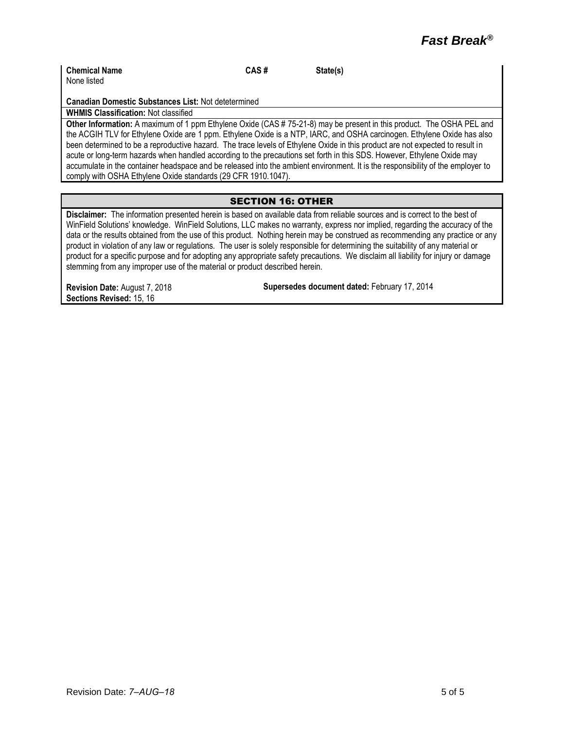| Chemical Name | CAS # | State(s) |
|---|---|---|
| None listed | | |

**Canadian Domestic Substances List:** Not detetermined

**WHMIS Classification:** Not classified

**Other Information:** A maximum of 1 ppm Ethylene Oxide (CAS # 75-21-8) may be present in this product. The OSHA PEL and the ACGIH TLV for Ethylene Oxide are 1 ppm. Ethylene Oxide is a NTP, IARC, and OSHA carcinogen. Ethylene Oxide has also been determined to be a reproductive hazard. The trace levels of Ethylene Oxide in this product are not expected to result in acute or long-term hazards when handled according to the precautions set forth in this SDS. However, Ethylene Oxide may accumulate in the container headspace and be released into the ambient environment. It is the responsibility of the employer to comply with OSHA Ethylene Oxide standards (29 CFR 1910.1047).

## SECTION 16: OTHER

**Disclaimer:** The information presented herein is based on available data from reliable sources and is correct to the best of WinField Solutions' knowledge. WinField Solutions, LLC makes no warranty, express nor implied, regarding the accuracy of the data or the results obtained from the use of this product. Nothing herein may be construed as recommending any practice or any product in violation of any law or regulations. The user is solely responsible for determining the suitability of any material or product for a specific purpose and for adopting any appropriate safety precautions. We disclaim all liability for injury or damage stemming from any improper use of the material or product described herein.

**Revision Date:** August 7, 2018

**Supersedes document dated:** February 17, 2014

**Sections Revised:** 15, 16